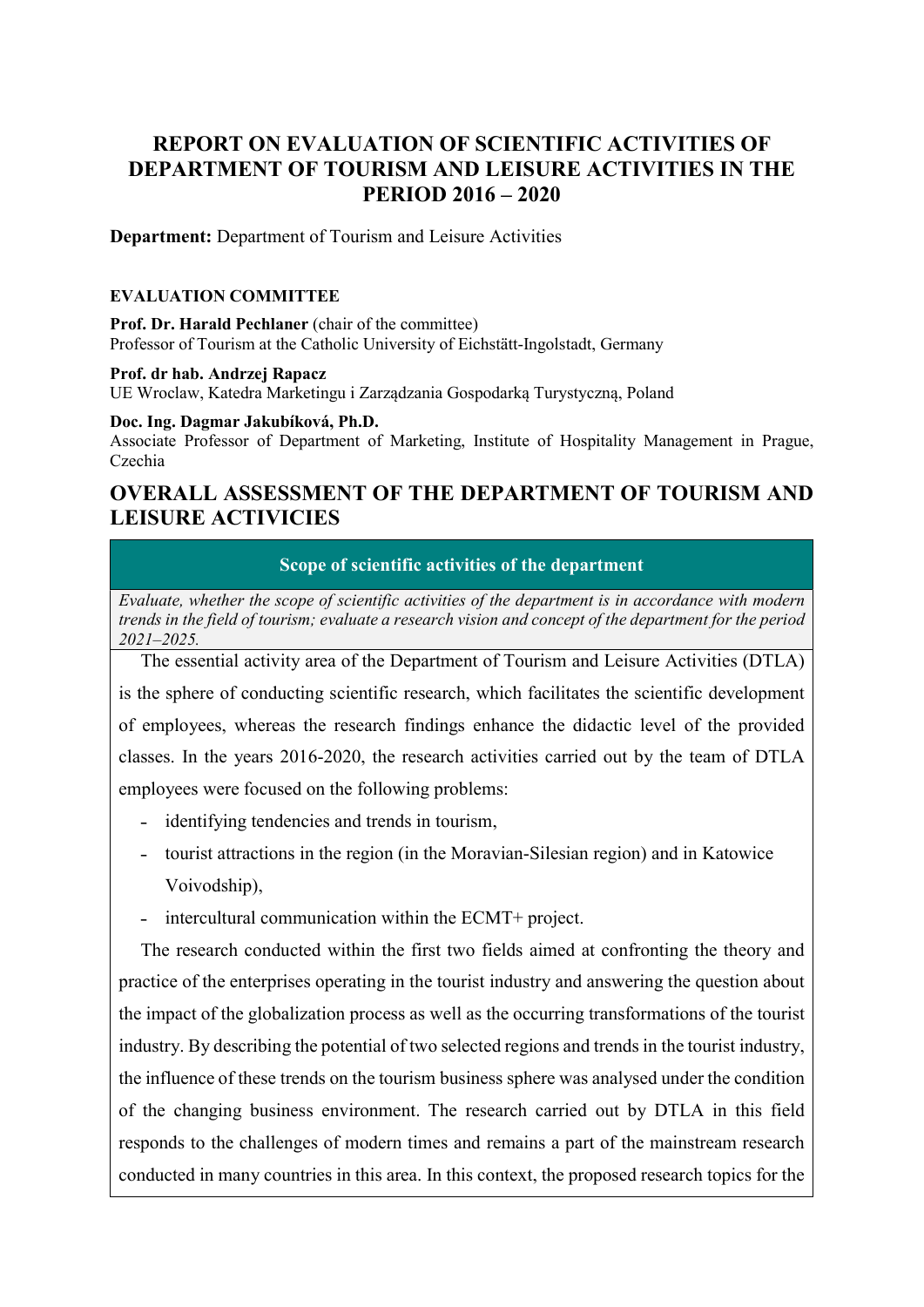# REPORT ON EVALUATION OF SCIENTIFIC ACTIVITIES OF DEPARTMENT OF TOURISM AND LEISURE ACTIVITIES IN THE PERIOD 2016 – 2020

**Department:** Department of Tourism and Leisure Activities

**EVALUATION COMMITTEE**

**Prof. Dr. Harald Pechlaner** (chair of the committee)
Professor of Tourism at the Catholic University of Eichstätt-Ingolstadt, Germany

**Prof. dr hab. Andrzej Rapacz**
UE Wroclaw, Katedra Marketingu i Zarządzania Gospodarką Turystyczną, Poland

**Doc. Ing. Dagmar Jakubíková, Ph.D.**
Associate Professor of Department of Marketing, Institute of Hospitality Management in Prague, Czechia

## OVERALL ASSESSMENT OF THE DEPARTMENT OF TOURISM AND LEISURE ACTIVICIES

### Scope of scientific activities of the department

*Evaluate, whether the scope of scientific activities of the department is in accordance with modern trends in the field of tourism; evaluate a research vision and concept of the department for the period 2021–2025.*

The essential activity area of the Department of Tourism and Leisure Activities (DTLA) is the sphere of conducting scientific research, which facilitates the scientific development of employees, whereas the research findings enhance the didactic level of the provided classes. In the years 2016-2020, the research activities carried out by the team of DTLA employees were focused on the following problems:

- identifying tendencies and trends in tourism,
- tourist attractions in the region (in the Moravian-Silesian region) and in Katowice Voivodship),
- intercultural communication within the ECMT+ project.

The research conducted within the first two fields aimed at confronting the theory and practice of the enterprises operating in the tourist industry and answering the question about the impact of the globalization process as well as the occurring transformations of the tourist industry. By describing the potential of two selected regions and trends in the tourist industry, the influence of these trends on the tourism business sphere was analysed under the condition of the changing business environment. The research carried out by DTLA in this field responds to the challenges of modern times and remains a part of the mainstream research conducted in many countries in this area. In this context, the proposed research topics for the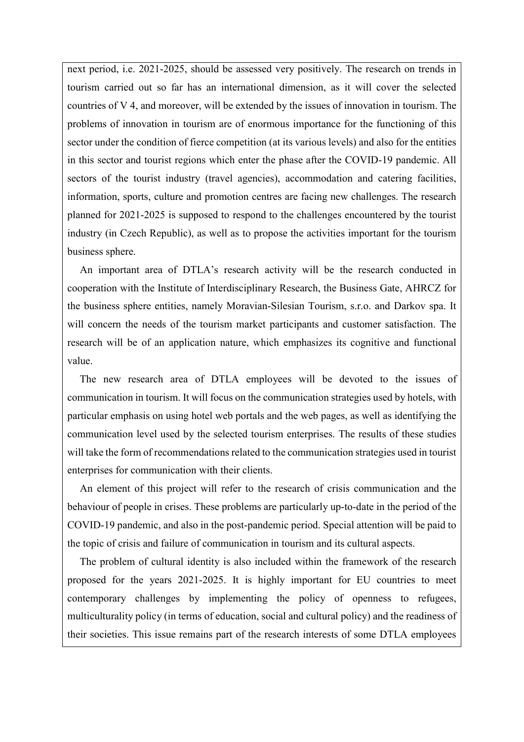next period, i.e. 2021-2025, should be assessed very positively. The research on trends in tourism carried out so far has an international dimension, as it will cover the selected countries of V 4, and moreover, will be extended by the issues of innovation in tourism. The problems of innovation in tourism are of enormous importance for the functioning of this sector under the condition of fierce competition (at its various levels) and also for the entities in this sector and tourist regions which enter the phase after the COVID-19 pandemic. All sectors of the tourist industry (travel agencies), accommodation and catering facilities, information, sports, culture and promotion centres are facing new challenges. The research planned for 2021-2025 is supposed to respond to the challenges encountered by the tourist industry (in Czech Republic), as well as to propose the activities important for the tourism business sphere.

An important area of DTLA's research activity will be the research conducted in cooperation with the Institute of Interdisciplinary Research, the Business Gate, AHRCZ for the business sphere entities, namely Moravian-Silesian Tourism, s.r.o. and Darkov spa. It will concern the needs of the tourism market participants and customer satisfaction. The research will be of an application nature, which emphasizes its cognitive and functional value.

The new research area of DTLA employees will be devoted to the issues of communication in tourism. It will focus on the communication strategies used by hotels, with particular emphasis on using hotel web portals and the web pages, as well as identifying the communication level used by the selected tourism enterprises. The results of these studies will take the form of recommendations related to the communication strategies used in tourist enterprises for communication with their clients.

An element of this project will refer to the research of crisis communication and the behaviour of people in crises. These problems are particularly up-to-date in the period of the COVID-19 pandemic, and also in the post-pandemic period. Special attention will be paid to the topic of crisis and failure of communication in tourism and its cultural aspects.

The problem of cultural identity is also included within the framework of the research proposed for the years 2021-2025. It is highly important for EU countries to meet contemporary challenges by implementing the policy of openness to refugees, multiculturality policy (in terms of education, social and cultural policy) and the readiness of their societies. This issue remains part of the research interests of some DTLA employees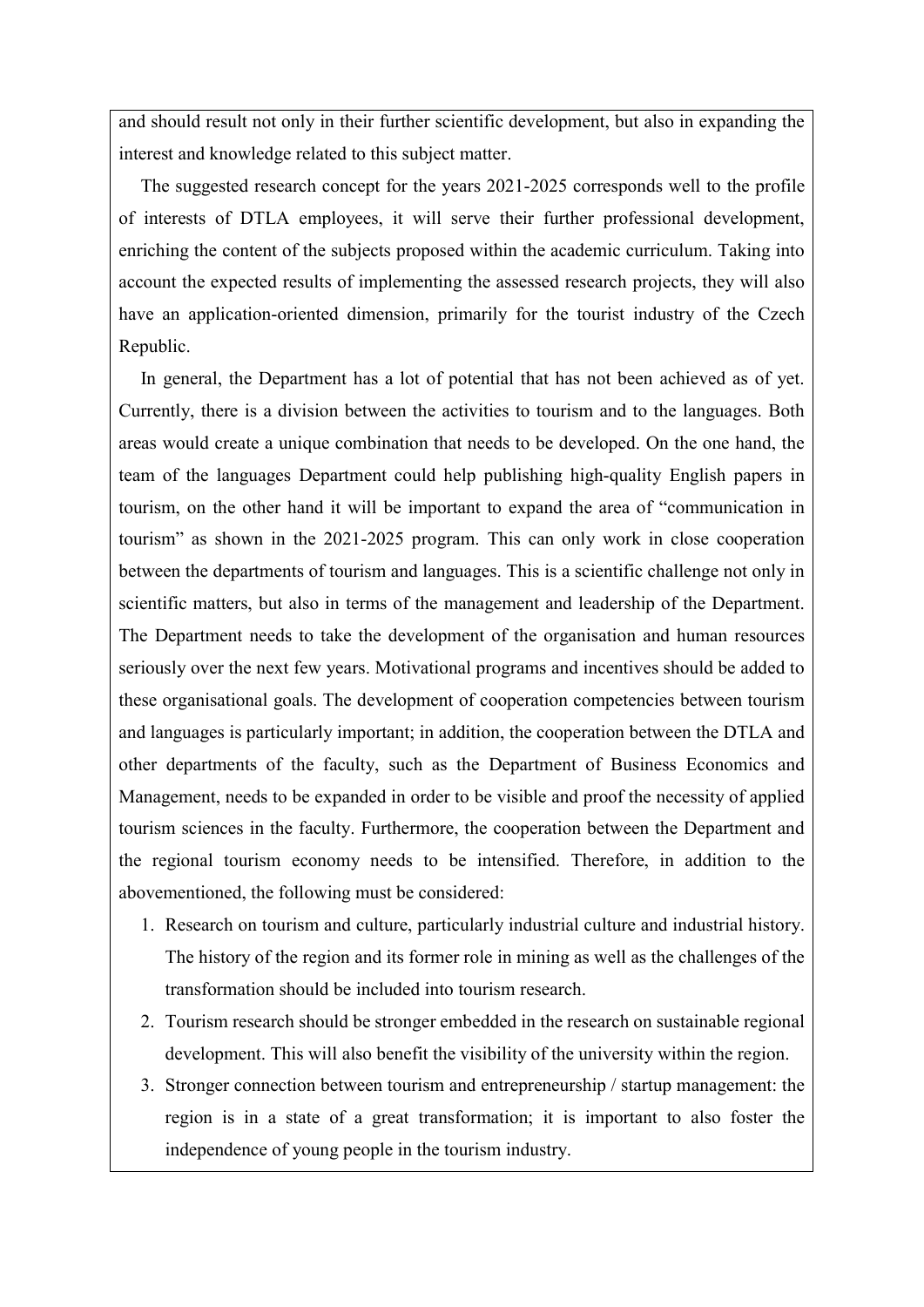and should result not only in their further scientific development, but also in expanding the interest and knowledge related to this subject matter.

The suggested research concept for the years 2021-2025 corresponds well to the profile of interests of DTLA employees, it will serve their further professional development, enriching the content of the subjects proposed within the academic curriculum. Taking into account the expected results of implementing the assessed research projects, they will also have an application-oriented dimension, primarily for the tourist industry of the Czech Republic.

In general, the Department has a lot of potential that has not been achieved as of yet. Currently, there is a division between the activities to tourism and to the languages. Both areas would create a unique combination that needs to be developed. On the one hand, the team of the languages Department could help publishing high-quality English papers in tourism, on the other hand it will be important to expand the area of "communication in tourism" as shown in the 2021-2025 program. This can only work in close cooperation between the departments of tourism and languages. This is a scientific challenge not only in scientific matters, but also in terms of the management and leadership of the Department. The Department needs to take the development of the organisation and human resources seriously over the next few years. Motivational programs and incentives should be added to these organisational goals. The development of cooperation competencies between tourism and languages is particularly important; in addition, the cooperation between the DTLA and other departments of the faculty, such as the Department of Business Economics and Management, needs to be expanded in order to be visible and proof the necessity of applied tourism sciences in the faculty. Furthermore, the cooperation between the Department and the regional tourism economy needs to be intensified. Therefore, in addition to the abovementioned, the following must be considered:

1. Research on tourism and culture, particularly industrial culture and industrial history. The history of the region and its former role in mining as well as the challenges of the transformation should be included into tourism research.
2. Tourism research should be stronger embedded in the research on sustainable regional development. This will also benefit the visibility of the university within the region.
3. Stronger connection between tourism and entrepreneurship / startup management: the region is in a state of a great transformation; it is important to also foster the independence of young people in the tourism industry.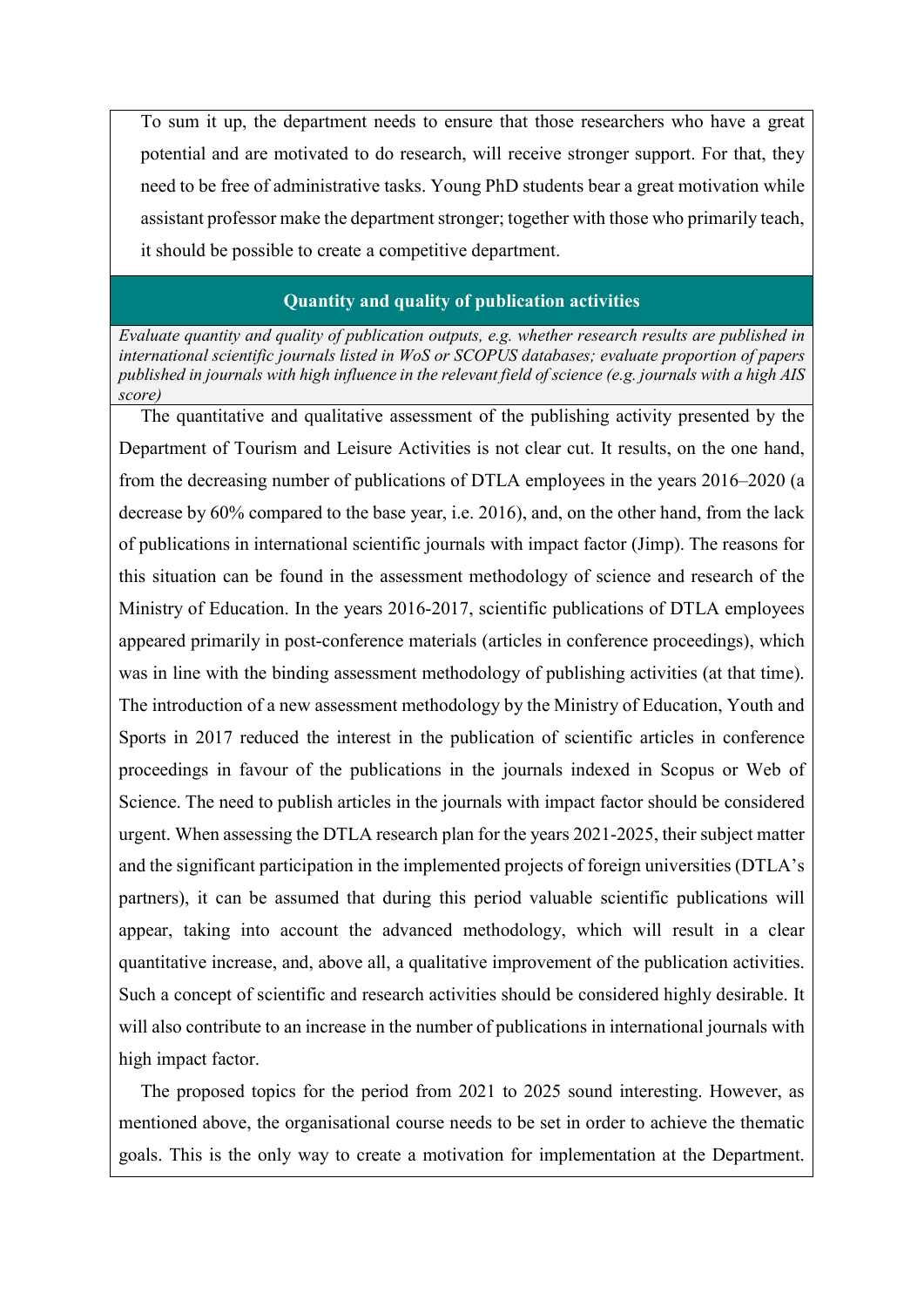To sum it up, the department needs to ensure that those researchers who have a great potential and are motivated to do research, will receive stronger support. For that, they need to be free of administrative tasks. Young PhD students bear a great motivation while assistant professor make the department stronger; together with those who primarily teach, it should be possible to create a competitive department.

## Quantity and quality of publication activities

*Evaluate quantity and quality of publication outputs, e.g. whether research results are published in international scientific journals listed in WoS or SCOPUS databases; evaluate proportion of papers published in journals with high influence in the relevant field of science (e.g. journals with a high AIS score)*

The quantitative and qualitative assessment of the publishing activity presented by the Department of Tourism and Leisure Activities is not clear cut. It results, on the one hand, from the decreasing number of publications of DTLA employees in the years 2016–2020 (a decrease by 60% compared to the base year, i.e. 2016), and, on the other hand, from the lack of publications in international scientific journals with impact factor (Jimp). The reasons for this situation can be found in the assessment methodology of science and research of the Ministry of Education. In the years 2016-2017, scientific publications of DTLA employees appeared primarily in post-conference materials (articles in conference proceedings), which was in line with the binding assessment methodology of publishing activities (at that time). The introduction of a new assessment methodology by the Ministry of Education, Youth and Sports in 2017 reduced the interest in the publication of scientific articles in conference proceedings in favour of the publications in the journals indexed in Scopus or Web of Science. The need to publish articles in the journals with impact factor should be considered urgent. When assessing the DTLA research plan for the years 2021-2025, their subject matter and the significant participation in the implemented projects of foreign universities (DTLA's partners), it can be assumed that during this period valuable scientific publications will appear, taking into account the advanced methodology, which will result in a clear quantitative increase, and, above all, a qualitative improvement of the publication activities. Such a concept of scientific and research activities should be considered highly desirable. It will also contribute to an increase in the number of publications in international journals with high impact factor.

The proposed topics for the period from 2021 to 2025 sound interesting. However, as mentioned above, the organisational course needs to be set in order to achieve the thematic goals. This is the only way to create a motivation for implementation at the Department.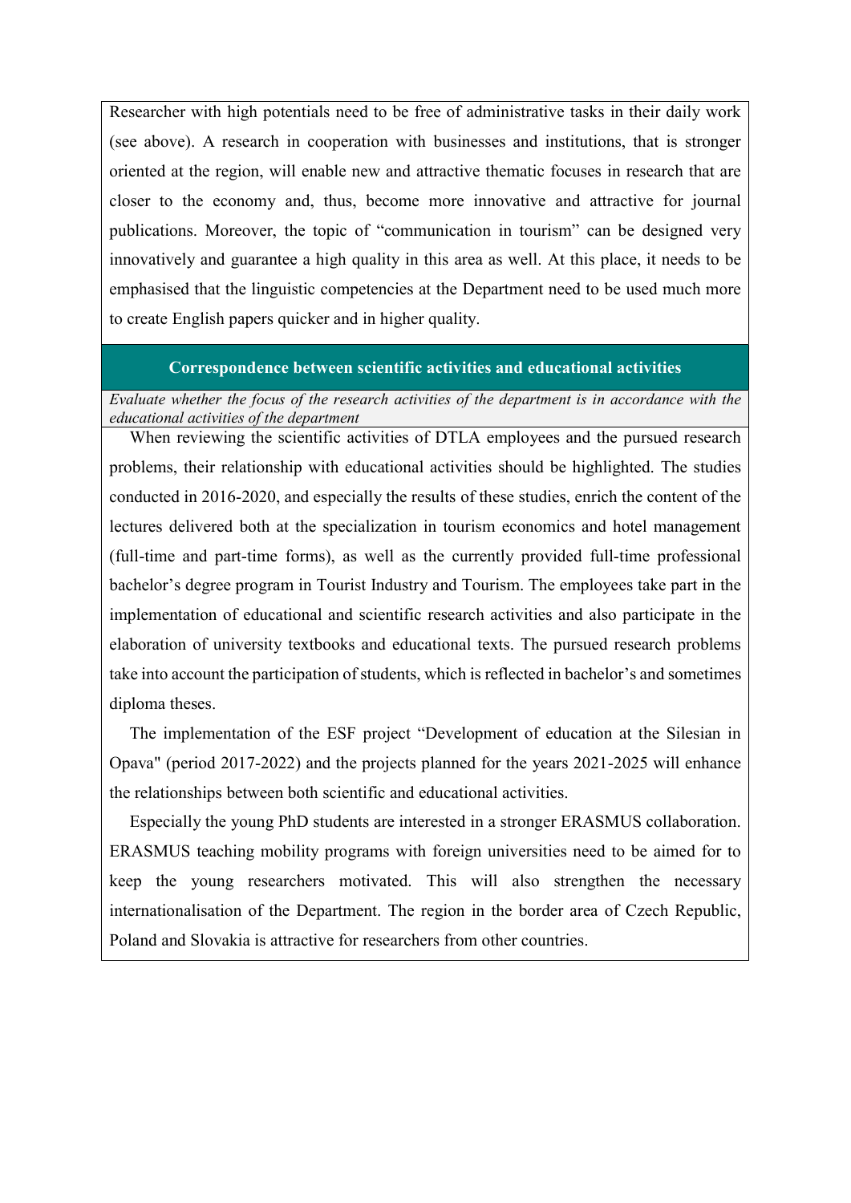Researcher with high potentials need to be free of administrative tasks in their daily work (see above). A research in cooperation with businesses and institutions, that is stronger oriented at the region, will enable new and attractive thematic focuses in research that are closer to the economy and, thus, become more innovative and attractive for journal publications. Moreover, the topic of “communication in tourism” can be designed very innovatively and guarantee a high quality in this area as well. At this place, it needs to be emphasised that the linguistic competencies at the Department need to be used much more to create English papers quicker and in higher quality.

## Correspondence between scientific activities and educational activities

*Evaluate whether the focus of the research activities of the department is in accordance with the educational activities of the department*

When reviewing the scientific activities of DTLA employees and the pursued research problems, their relationship with educational activities should be highlighted. The studies conducted in 2016-2020, and especially the results of these studies, enrich the content of the lectures delivered both at the specialization in tourism economics and hotel management (full-time and part-time forms), as well as the currently provided full-time professional bachelor’s degree program in Tourist Industry and Tourism. The employees take part in the implementation of educational and scientific research activities and also participate in the elaboration of university textbooks and educational texts. The pursued research problems take into account the participation of students, which is reflected in bachelor’s and sometimes diploma theses.

The implementation of the ESF project “Development of education at the Silesian in Opava" (period 2017-2022) and the projects planned for the years 2021-2025 will enhance the relationships between both scientific and educational activities.

Especially the young PhD students are interested in a stronger ERASMUS collaboration. ERASMUS teaching mobility programs with foreign universities need to be aimed for to keep the young researchers motivated. This will also strengthen the necessary internationalisation of the Department. The region in the border area of Czech Republic, Poland and Slovakia is attractive for researchers from other countries.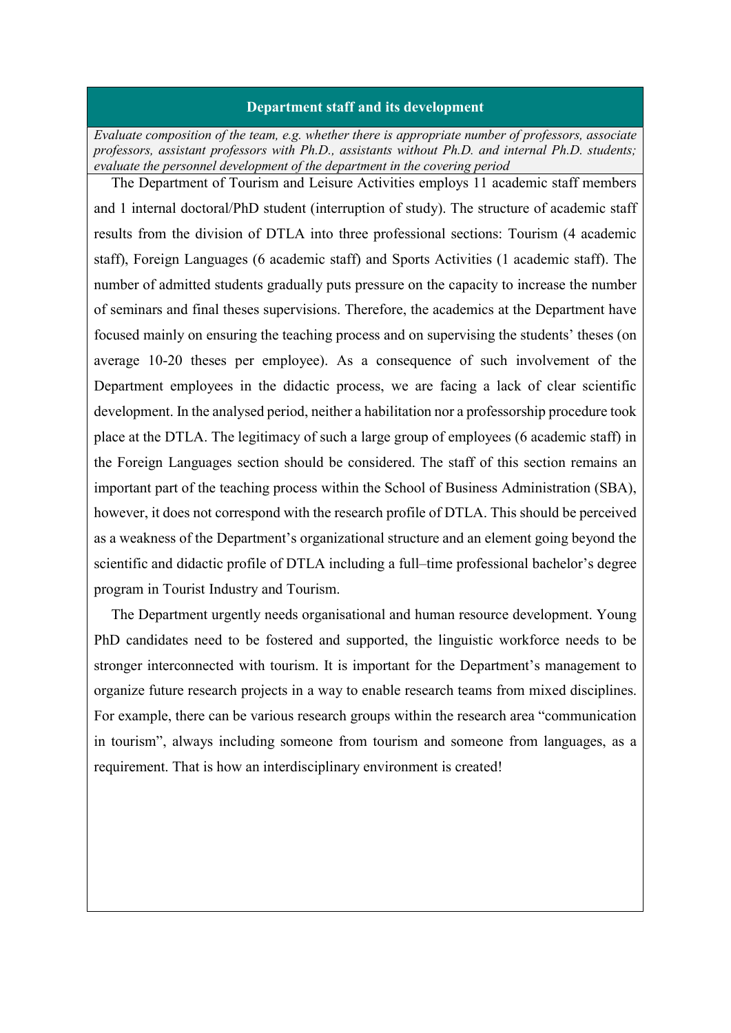## Department staff and its development

*Evaluate composition of the team, e.g. whether there is appropriate number of professors, associate professors, assistant professors with Ph.D., assistants without Ph.D. and internal Ph.D. students; evaluate the personnel development of the department in the covering period*

The Department of Tourism and Leisure Activities employs 11 academic staff members and 1 internal doctoral/PhD student (interruption of study). The structure of academic staff results from the division of DTLA into three professional sections: Tourism (4 academic staff), Foreign Languages (6 academic staff) and Sports Activities (1 academic staff). The number of admitted students gradually puts pressure on the capacity to increase the number of seminars and final theses supervisions. Therefore, the academics at the Department have focused mainly on ensuring the teaching process and on supervising the students' theses (on average 10-20 theses per employee). As a consequence of such involvement of the Department employees in the didactic process, we are facing a lack of clear scientific development. In the analysed period, neither a habilitation nor a professorship procedure took place at the DTLA. The legitimacy of such a large group of employees (6 academic staff) in the Foreign Languages section should be considered. The staff of this section remains an important part of the teaching process within the School of Business Administration (SBA), however, it does not correspond with the research profile of DTLA. This should be perceived as a weakness of the Department's organizational structure and an element going beyond the scientific and didactic profile of DTLA including a full–time professional bachelor's degree program in Tourist Industry and Tourism.

The Department urgently needs organisational and human resource development. Young PhD candidates need to be fostered and supported, the linguistic workforce needs to be stronger interconnected with tourism. It is important for the Department's management to organize future research projects in a way to enable research teams from mixed disciplines. For example, there can be various research groups within the research area "communication in tourism", always including someone from tourism and someone from languages, as a requirement. That is how an interdisciplinary environment is created!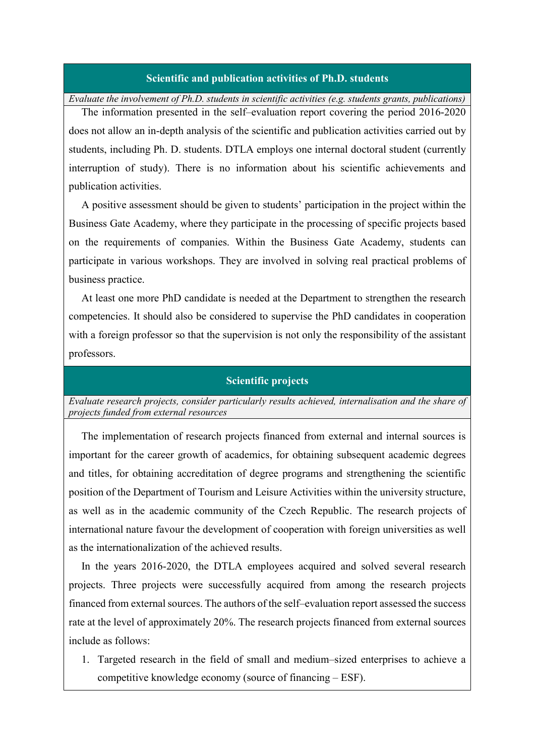## Scientific and publication activities of Ph.D. students

*Evaluate the involvement of Ph.D. students in scientific activities (e.g. students grants, publications)*

The information presented in the self–evaluation report covering the period 2016-2020 does not allow an in-depth analysis of the scientific and publication activities carried out by students, including Ph. D. students. DTLA employs one internal doctoral student (currently interruption of study). There is no information about his scientific achievements and publication activities.

A positive assessment should be given to students' participation in the project within the Business Gate Academy, where they participate in the processing of specific projects based on the requirements of companies. Within the Business Gate Academy, students can participate in various workshops. They are involved in solving real practical problems of business practice.

At least one more PhD candidate is needed at the Department to strengthen the research competencies. It should also be considered to supervise the PhD candidates in cooperation with a foreign professor so that the supervision is not only the responsibility of the assistant professors.

## Scientific projects

*Evaluate research projects, consider particularly results achieved, internalisation and the share of projects funded from external resources*

The implementation of research projects financed from external and internal sources is important for the career growth of academics, for obtaining subsequent academic degrees and titles, for obtaining accreditation of degree programs and strengthening the scientific position of the Department of Tourism and Leisure Activities within the university structure, as well as in the academic community of the Czech Republic. The research projects of international nature favour the development of cooperation with foreign universities as well as the internationalization of the achieved results.

In the years 2016-2020, the DTLA employees acquired and solved several research projects. Three projects were successfully acquired from among the research projects financed from external sources. The authors of the self–evaluation report assessed the success rate at the level of approximately 20%. The research projects financed from external sources include as follows:

1. Targeted research in the field of small and medium–sized enterprises to achieve a competitive knowledge economy (source of financing – ESF).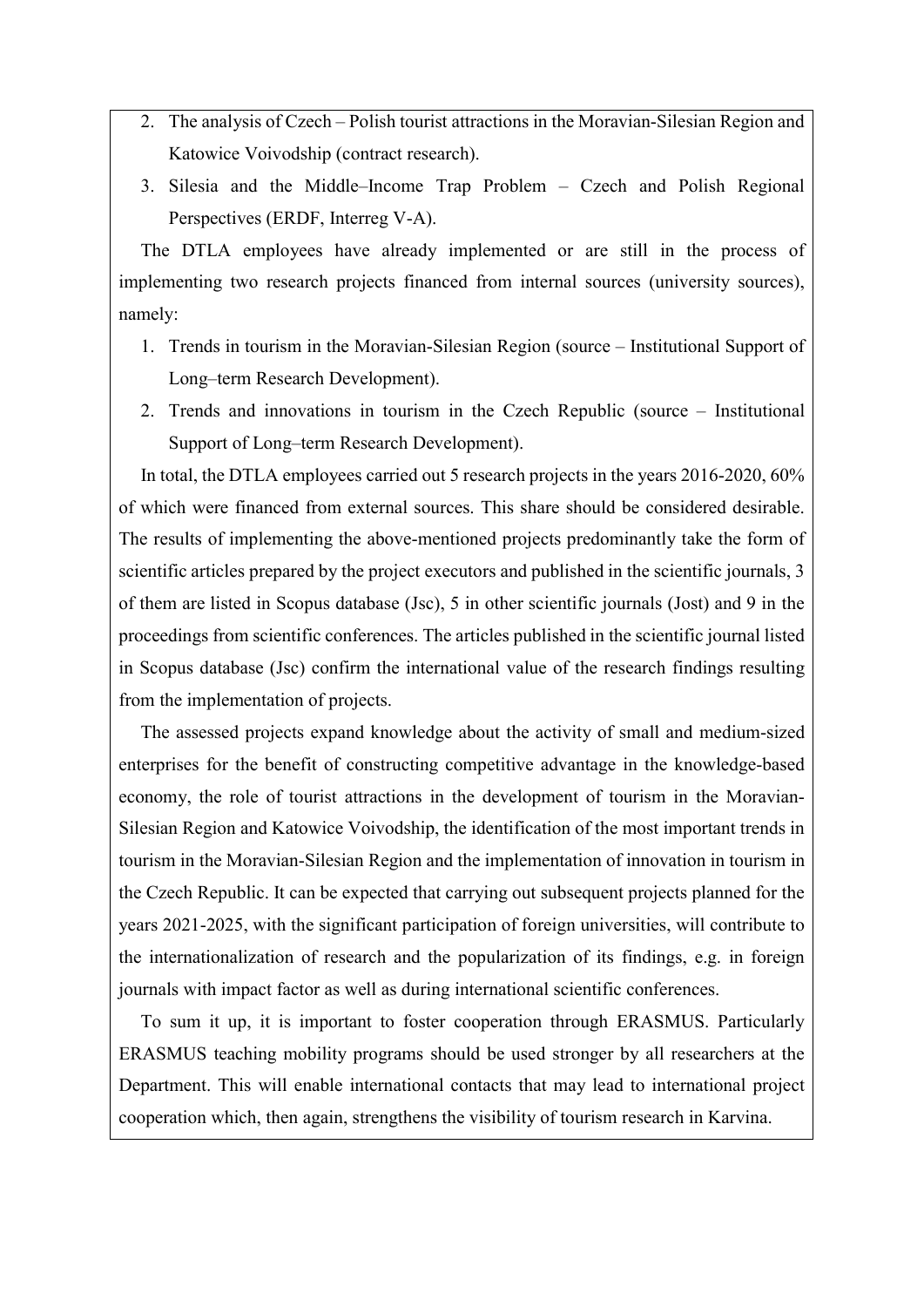2. The analysis of Czech – Polish tourist attractions in the Moravian-Silesian Region and Katowice Voivodship (contract research).
3. Silesia and the Middle–Income Trap Problem – Czech and Polish Regional Perspectives (ERDF, Interreg V-A).

The DTLA employees have already implemented or are still in the process of implementing two research projects financed from internal sources (university sources), namely:

1. Trends in tourism in the Moravian-Silesian Region (source – Institutional Support of Long–term Research Development).
2. Trends and innovations in tourism in the Czech Republic (source – Institutional Support of Long–term Research Development).

In total, the DTLA employees carried out 5 research projects in the years 2016-2020, 60% of which were financed from external sources. This share should be considered desirable. The results of implementing the above-mentioned projects predominantly take the form of scientific articles prepared by the project executors and published in the scientific journals, 3 of them are listed in Scopus database (Jsc), 5 in other scientific journals (Jost) and 9 in the proceedings from scientific conferences. The articles published in the scientific journal listed in Scopus database (Jsc) confirm the international value of the research findings resulting from the implementation of projects.

The assessed projects expand knowledge about the activity of small and medium-sized enterprises for the benefit of constructing competitive advantage in the knowledge-based economy, the role of tourist attractions in the development of tourism in the Moravian-Silesian Region and Katowice Voivodship, the identification of the most important trends in tourism in the Moravian-Silesian Region and the implementation of innovation in tourism in the Czech Republic. It can be expected that carrying out subsequent projects planned for the years 2021-2025, with the significant participation of foreign universities, will contribute to the internationalization of research and the popularization of its findings, e.g. in foreign journals with impact factor as well as during international scientific conferences.

To sum it up, it is important to foster cooperation through ERASMUS. Particularly ERASMUS teaching mobility programs should be used stronger by all researchers at the Department. This will enable international contacts that may lead to international project cooperation which, then again, strengthens the visibility of tourism research in Karvina.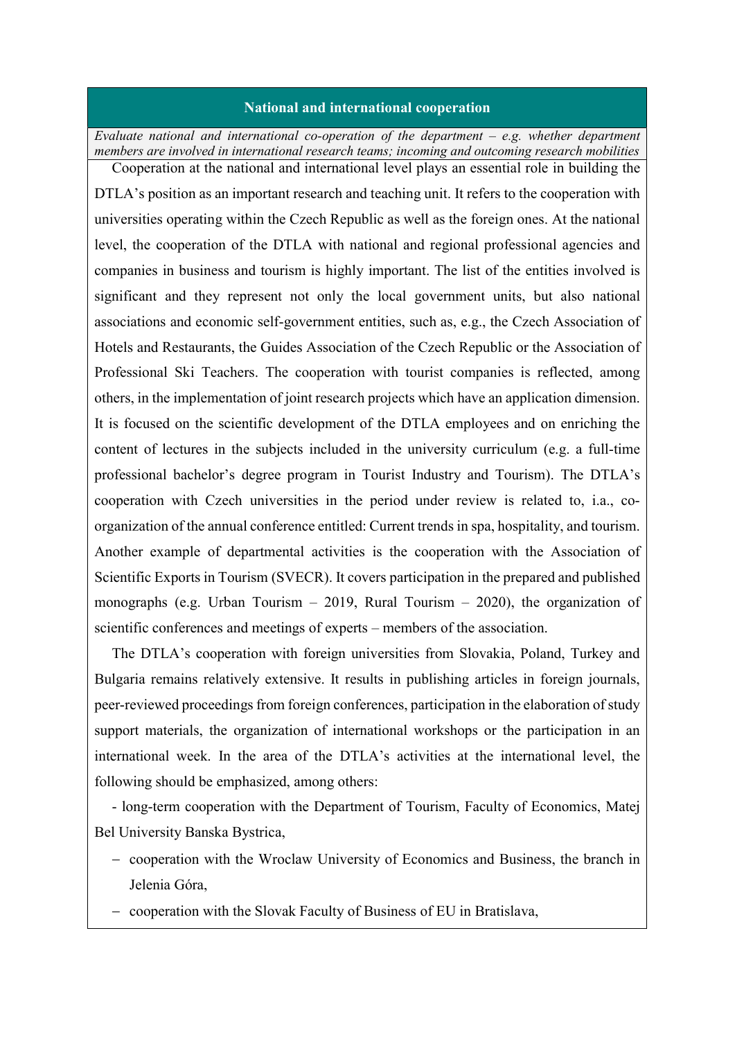## National and international cooperation

*Evaluate national and international co-operation of the department – e.g. whether department members are involved in international research teams; incoming and outcoming research mobilities*

Cooperation at the national and international level plays an essential role in building the DTLA's position as an important research and teaching unit. It refers to the cooperation with universities operating within the Czech Republic as well as the foreign ones. At the national level, the cooperation of the DTLA with national and regional professional agencies and companies in business and tourism is highly important. The list of the entities involved is significant and they represent not only the local government units, but also national associations and economic self-government entities, such as, e.g., the Czech Association of Hotels and Restaurants, the Guides Association of the Czech Republic or the Association of Professional Ski Teachers. The cooperation with tourist companies is reflected, among others, in the implementation of joint research projects which have an application dimension. It is focused on the scientific development of the DTLA employees and on enriching the content of lectures in the subjects included in the university curriculum (e.g. a full-time professional bachelor's degree program in Tourist Industry and Tourism). The DTLA's cooperation with Czech universities in the period under review is related to, i.a., co-organization of the annual conference entitled: Current trends in spa, hospitality, and tourism. Another example of departmental activities is the cooperation with the Association of Scientific Exports in Tourism (SVECR). It covers participation in the prepared and published monographs (e.g. Urban Tourism – 2019, Rural Tourism – 2020), the organization of scientific conferences and meetings of experts – members of the association.

The DTLA's cooperation with foreign universities from Slovakia, Poland, Turkey and Bulgaria remains relatively extensive. It results in publishing articles in foreign journals, peer-reviewed proceedings from foreign conferences, participation in the elaboration of study support materials, the organization of international workshops or the participation in an international week. In the area of the DTLA's activities at the international level, the following should be emphasized, among others:

- long-term cooperation with the Department of Tourism, Faculty of Economics, Matej Bel University Banska Bystrica,
- cooperation with the Wroclaw University of Economics and Business, the branch in Jelenia Góra,
- cooperation with the Slovak Faculty of Business of EU in Bratislava,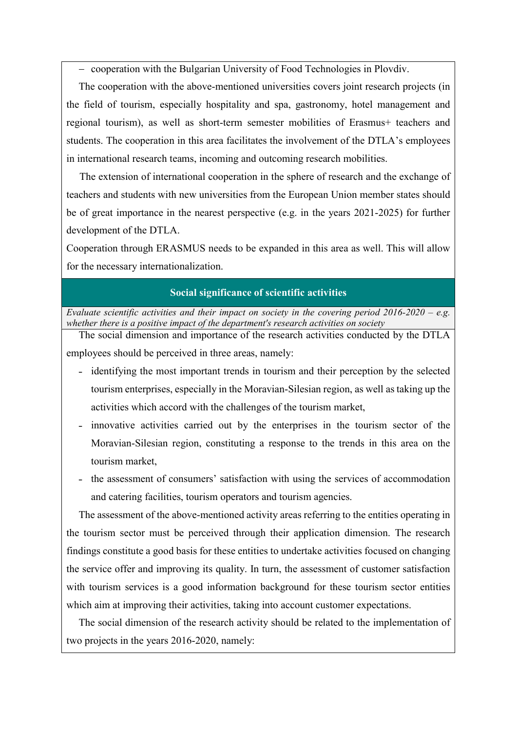– cooperation with the Bulgarian University of Food Technologies in Plovdiv.

The cooperation with the above-mentioned universities covers joint research projects (in the field of tourism, especially hospitality and spa, gastronomy, hotel management and regional tourism), as well as short-term semester mobilities of Erasmus+ teachers and students. The cooperation in this area facilitates the involvement of the DTLA's employees in international research teams, incoming and outcoming research mobilities.

The extension of international cooperation in the sphere of research and the exchange of teachers and students with new universities from the European Union member states should be of great importance in the nearest perspective (e.g. in the years 2021-2025) for further development of the DTLA.

Cooperation through ERASMUS needs to be expanded in this area as well. This will allow for the necessary internationalization.

## Social significance of scientific activities

*Evaluate scientific activities and their impact on society in the covering period 2016-2020 – e.g. whether there is a positive impact of the department's research activities on society*

The social dimension and importance of the research activities conducted by the DTLA employees should be perceived in three areas, namely:

- identifying the most important trends in tourism and their perception by the selected tourism enterprises, especially in the Moravian-Silesian region, as well as taking up the activities which accord with the challenges of the tourism market,
- innovative activities carried out by the enterprises in the tourism sector of the Moravian-Silesian region, constituting a response to the trends in this area on the tourism market,
- the assessment of consumers' satisfaction with using the services of accommodation and catering facilities, tourism operators and tourism agencies.

The assessment of the above-mentioned activity areas referring to the entities operating in the tourism sector must be perceived through their application dimension. The research findings constitute a good basis for these entities to undertake activities focused on changing the service offer and improving its quality. In turn, the assessment of customer satisfaction with tourism services is a good information background for these tourism sector entities which aim at improving their activities, taking into account customer expectations.

The social dimension of the research activity should be related to the implementation of two projects in the years 2016-2020, namely: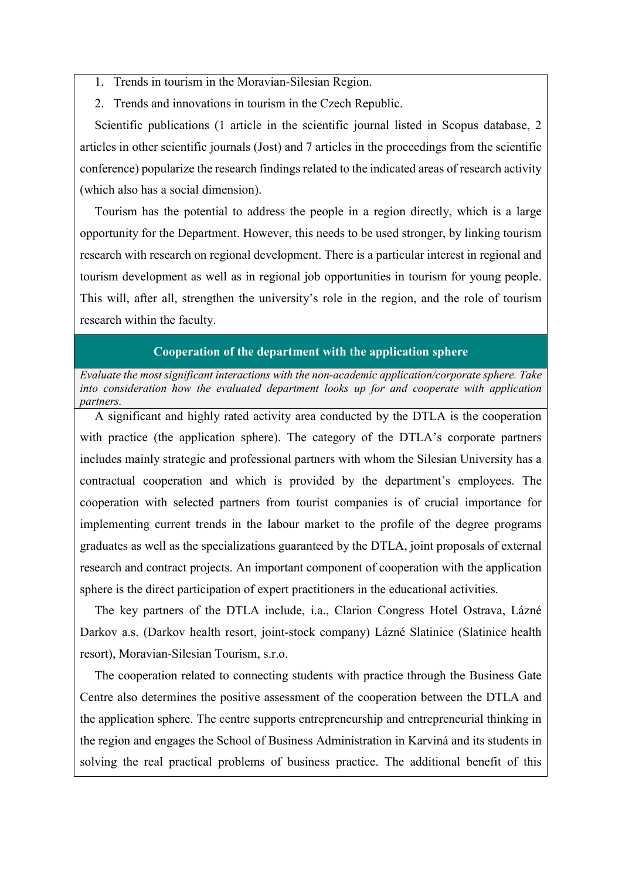1. Trends in tourism in the Moravian-Silesian Region.
2. Trends and innovations in tourism in the Czech Republic.

Scientific publications (1 article in the scientific journal listed in Scopus database, 2 articles in other scientific journals (Jost) and 7 articles in the proceedings from the scientific conference) popularize the research findings related to the indicated areas of research activity (which also has a social dimension).

Tourism has the potential to address the people in a region directly, which is a large opportunity for the Department. However, this needs to be used stronger, by linking tourism research with research on regional development. There is a particular interest in regional and tourism development as well as in regional job opportunities in tourism for young people. This will, after all, strengthen the university's role in the region, and the role of tourism research within the faculty.

## Cooperation of the department with the application sphere

*Evaluate the most significant interactions with the non-academic application/corporate sphere. Take into consideration how the evaluated department looks up for and cooperate with application partners.*

A significant and highly rated activity area conducted by the DTLA is the cooperation with practice (the application sphere). The category of the DTLA's corporate partners includes mainly strategic and professional partners with whom the Silesian University has a contractual cooperation and which is provided by the department's employees. The cooperation with selected partners from tourist companies is of crucial importance for implementing current trends in the labour market to the profile of the degree programs graduates as well as the specializations guaranteed by the DTLA, joint proposals of external research and contract projects. An important component of cooperation with the application sphere is the direct participation of expert practitioners in the educational activities.

The key partners of the DTLA include, i.a., Clarion Congress Hotel Ostrava, Lázně Darkov a.s. (Darkov health resort, joint-stock company) Lázně Slatinice (Slatinice health resort), Moravian-Silesian Tourism, s.r.o.

The cooperation related to connecting students with practice through the Business Gate Centre also determines the positive assessment of the cooperation between the DTLA and the application sphere. The centre supports entrepreneurship and entrepreneurial thinking in the region and engages the School of Business Administration in Karviná and its students in solving the real practical problems of business practice. The additional benefit of this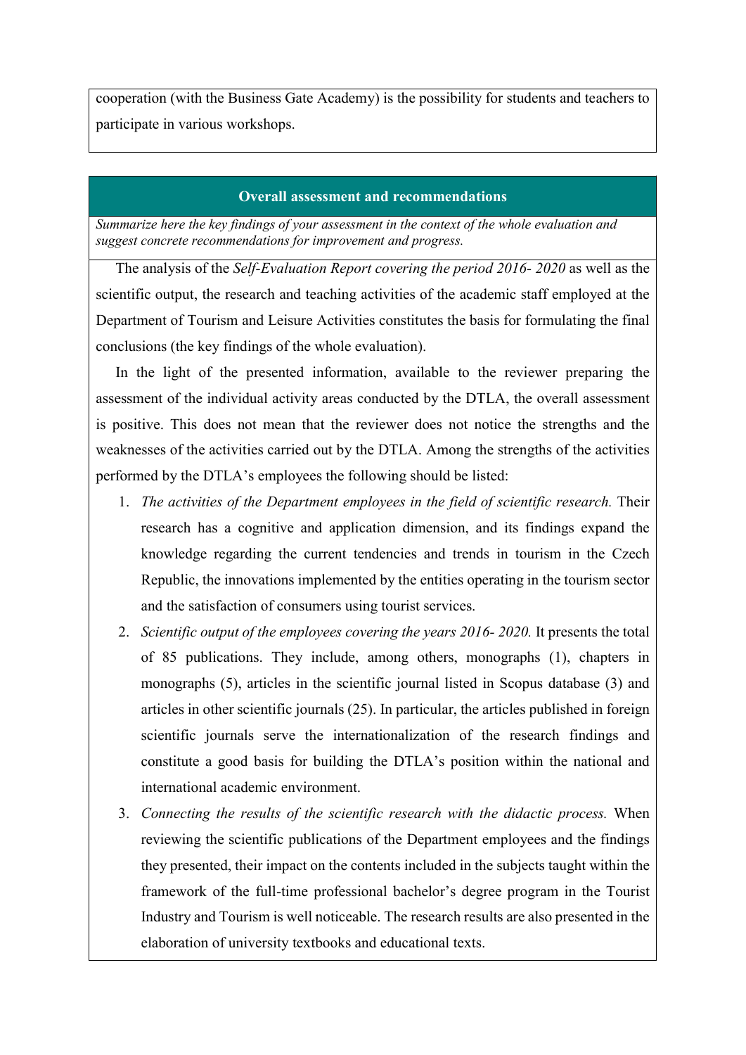cooperation (with the Business Gate Academy) is the possibility for students and teachers to participate in various workshops.

## Overall assessment and recommendations

*Summarize here the key findings of your assessment in the context of the whole evaluation and suggest concrete recommendations for improvement and progress.*

The analysis of the *Self-Evaluation Report covering the period 2016- 2020* as well as the scientific output, the research and teaching activities of the academic staff employed at the Department of Tourism and Leisure Activities constitutes the basis for formulating the final conclusions (the key findings of the whole evaluation).

In the light of the presented information, available to the reviewer preparing the assessment of the individual activity areas conducted by the DTLA, the overall assessment is positive. This does not mean that the reviewer does not notice the strengths and the weaknesses of the activities carried out by the DTLA. Among the strengths of the activities performed by the DTLA's employees the following should be listed:

1. *The activities of the Department employees in the field of scientific research.* Their research has a cognitive and application dimension, and its findings expand the knowledge regarding the current tendencies and trends in tourism in the Czech Republic, the innovations implemented by the entities operating in the tourism sector and the satisfaction of consumers using tourist services.
2. *Scientific output of the employees covering the years 2016- 2020.* It presents the total of 85 publications. They include, among others, monographs (1), chapters in monographs (5), articles in the scientific journal listed in Scopus database (3) and articles in other scientific journals (25). In particular, the articles published in foreign scientific journals serve the internationalization of the research findings and constitute a good basis for building the DTLA's position within the national and international academic environment.
3. *Connecting the results of the scientific research with the didactic process.* When reviewing the scientific publications of the Department employees and the findings they presented, their impact on the contents included in the subjects taught within the framework of the full-time professional bachelor's degree program in the Tourist Industry and Tourism is well noticeable. The research results are also presented in the elaboration of university textbooks and educational texts.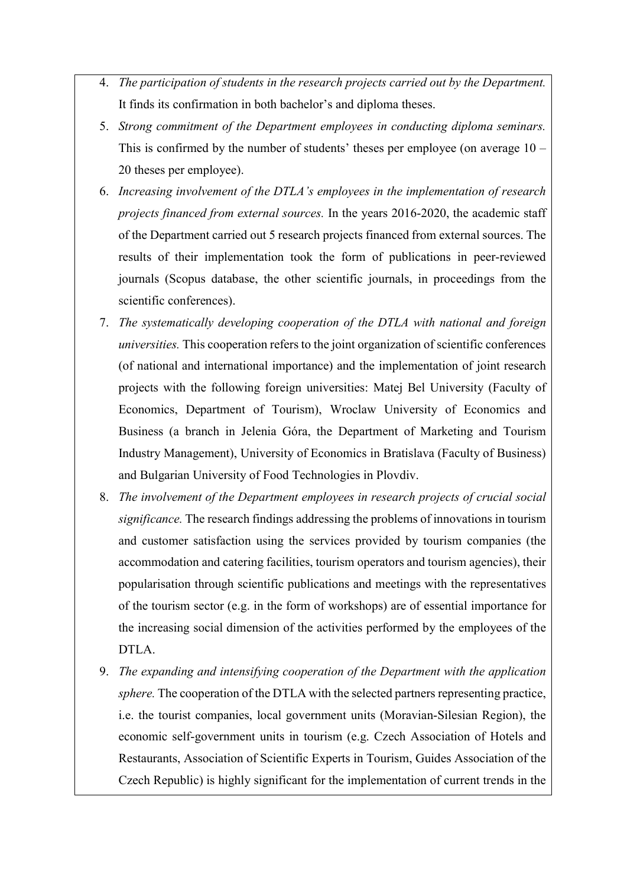4. *The participation of students in the research projects carried out by the Department.* It finds its confirmation in both bachelor's and diploma theses.
5. *Strong commitment of the Department employees in conducting diploma seminars.* This is confirmed by the number of students' theses per employee (on average 10 – 20 theses per employee).
6. *Increasing involvement of the DTLA's employees in the implementation of research projects financed from external sources.* In the years 2016-2020, the academic staff of the Department carried out 5 research projects financed from external sources. The results of their implementation took the form of publications in peer-reviewed journals (Scopus database, the other scientific journals, in proceedings from the scientific conferences).
7. *The systematically developing cooperation of the DTLA with national and foreign universities.* This cooperation refers to the joint organization of scientific conferences (of national and international importance) and the implementation of joint research projects with the following foreign universities: Matej Bel University (Faculty of Economics, Department of Tourism), Wroclaw University of Economics and Business (a branch in Jelenia Góra, the Department of Marketing and Tourism Industry Management), University of Economics in Bratislava (Faculty of Business) and Bulgarian University of Food Technologies in Plovdiv.
8. *The involvement of the Department employees in research projects of crucial social significance.* The research findings addressing the problems of innovations in tourism and customer satisfaction using the services provided by tourism companies (the accommodation and catering facilities, tourism operators and tourism agencies), their popularisation through scientific publications and meetings with the representatives of the tourism sector (e.g. in the form of workshops) are of essential importance for the increasing social dimension of the activities performed by the employees of the DTLA.
9. *The expanding and intensifying cooperation of the Department with the application sphere.* The cooperation of the DTLA with the selected partners representing practice, i.e. the tourist companies, local government units (Moravian-Silesian Region), the economic self-government units in tourism (e.g. Czech Association of Hotels and Restaurants, Association of Scientific Experts in Tourism, Guides Association of the Czech Republic) is highly significant for the implementation of current trends in the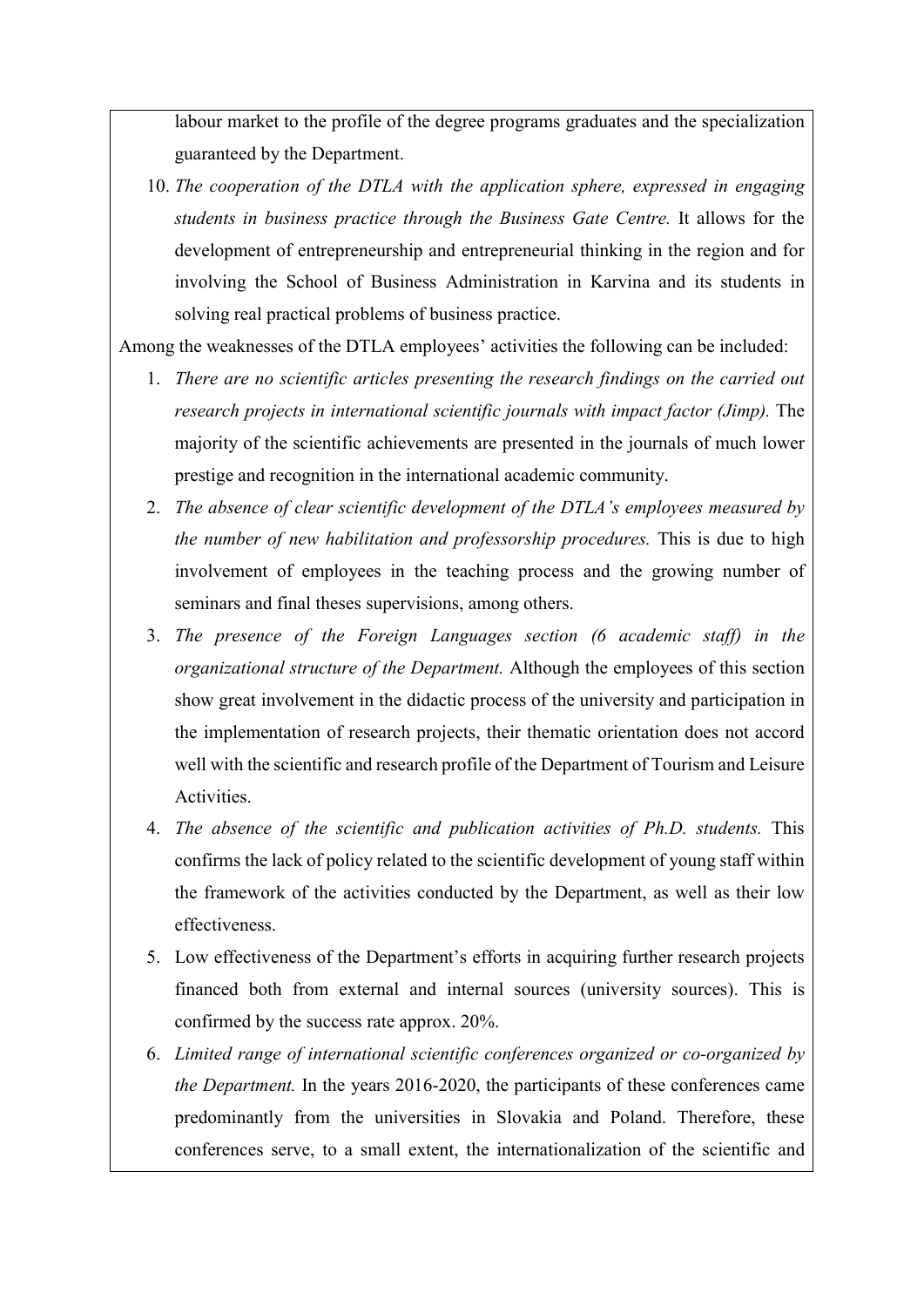labour market to the profile of the degree programs graduates and the specialization guaranteed by the Department.

10. *The cooperation of the DTLA with the application sphere, expressed in engaging students in business practice through the Business Gate Centre.* It allows for the development of entrepreneurship and entrepreneurial thinking in the region and for involving the School of Business Administration in Karvina and its students in solving real practical problems of business practice.

Among the weaknesses of the DTLA employees' activities the following can be included:

1. *There are no scientific articles presenting the research findings on the carried out research projects in international scientific journals with impact factor (Jimp).* The majority of the scientific achievements are presented in the journals of much lower prestige and recognition in the international academic community.
2. *The absence of clear scientific development of the DTLA's employees measured by the number of new habilitation and professorship procedures.* This is due to high involvement of employees in the teaching process and the growing number of seminars and final theses supervisions, among others.
3. *The presence of the Foreign Languages section (6 academic staff) in the organizational structure of the Department.* Although the employees of this section show great involvement in the didactic process of the university and participation in the implementation of research projects, their thematic orientation does not accord well with the scientific and research profile of the Department of Tourism and Leisure Activities.
4. *The absence of the scientific and publication activities of Ph.D. students.* This confirms the lack of policy related to the scientific development of young staff within the framework of the activities conducted by the Department, as well as their low effectiveness.
5. Low effectiveness of the Department's efforts in acquiring further research projects financed both from external and internal sources (university sources). This is confirmed by the success rate approx. 20%.
6. *Limited range of international scientific conferences organized or co-organized by the Department.* In the years 2016-2020, the participants of these conferences came predominantly from the universities in Slovakia and Poland. Therefore, these conferences serve, to a small extent, the internationalization of the scientific and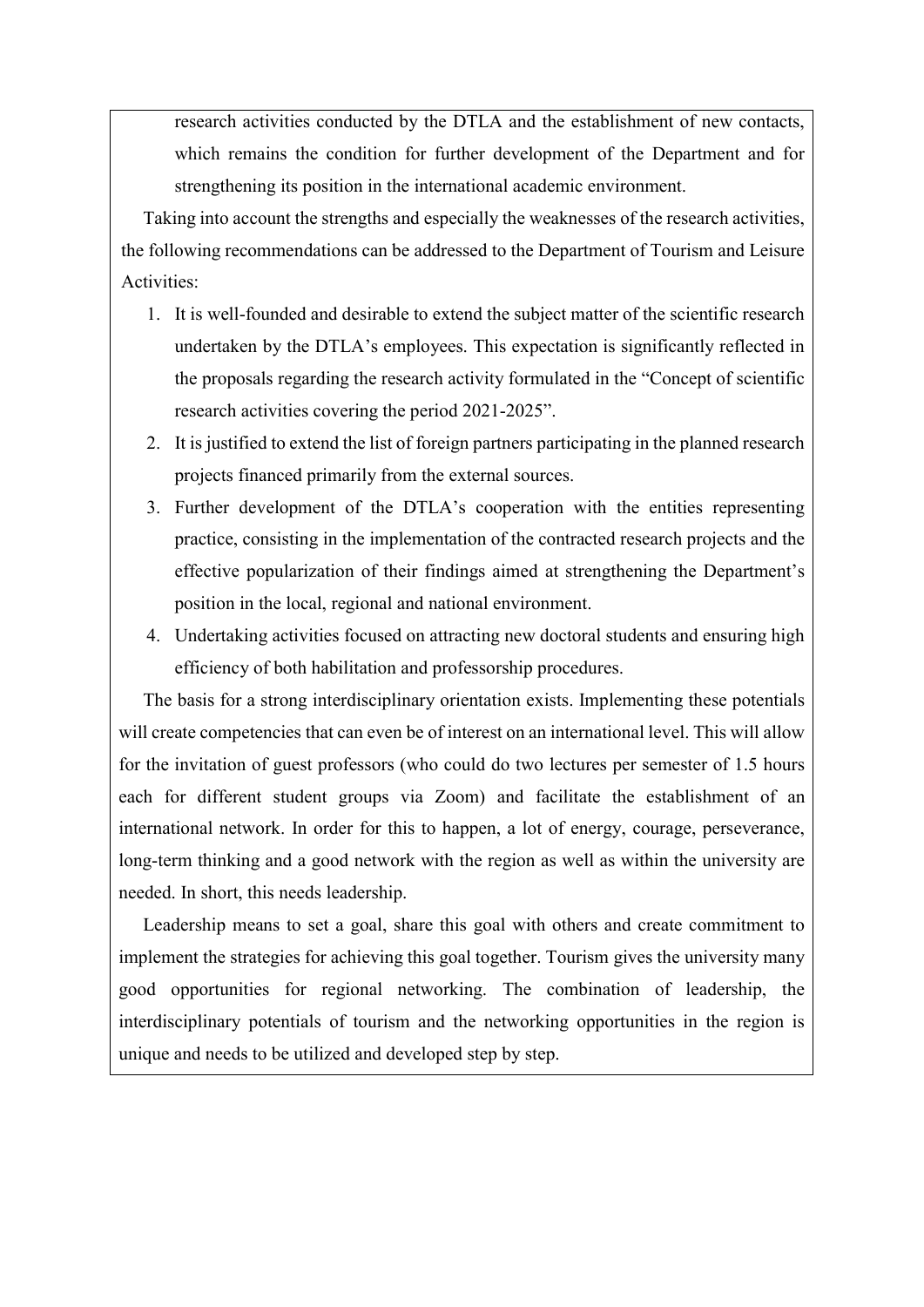research activities conducted by the DTLA and the establishment of new contacts, which remains the condition for further development of the Department and for strengthening its position in the international academic environment.

Taking into account the strengths and especially the weaknesses of the research activities, the following recommendations can be addressed to the Department of Tourism and Leisure Activities:

1. It is well-founded and desirable to extend the subject matter of the scientific research undertaken by the DTLA's employees. This expectation is significantly reflected in the proposals regarding the research activity formulated in the "Concept of scientific research activities covering the period 2021-2025".
2. It is justified to extend the list of foreign partners participating in the planned research projects financed primarily from the external sources.
3. Further development of the DTLA's cooperation with the entities representing practice, consisting in the implementation of the contracted research projects and the effective popularization of their findings aimed at strengthening the Department's position in the local, regional and national environment.
4. Undertaking activities focused on attracting new doctoral students and ensuring high efficiency of both habilitation and professorship procedures.

The basis for a strong interdisciplinary orientation exists. Implementing these potentials will create competencies that can even be of interest on an international level. This will allow for the invitation of guest professors (who could do two lectures per semester of 1.5 hours each for different student groups via Zoom) and facilitate the establishment of an international network. In order for this to happen, a lot of energy, courage, perseverance, long-term thinking and a good network with the region as well as within the university are needed. In short, this needs leadership.

Leadership means to set a goal, share this goal with others and create commitment to implement the strategies for achieving this goal together. Tourism gives the university many good opportunities for regional networking. The combination of leadership, the interdisciplinary potentials of tourism and the networking opportunities in the region is unique and needs to be utilized and developed step by step.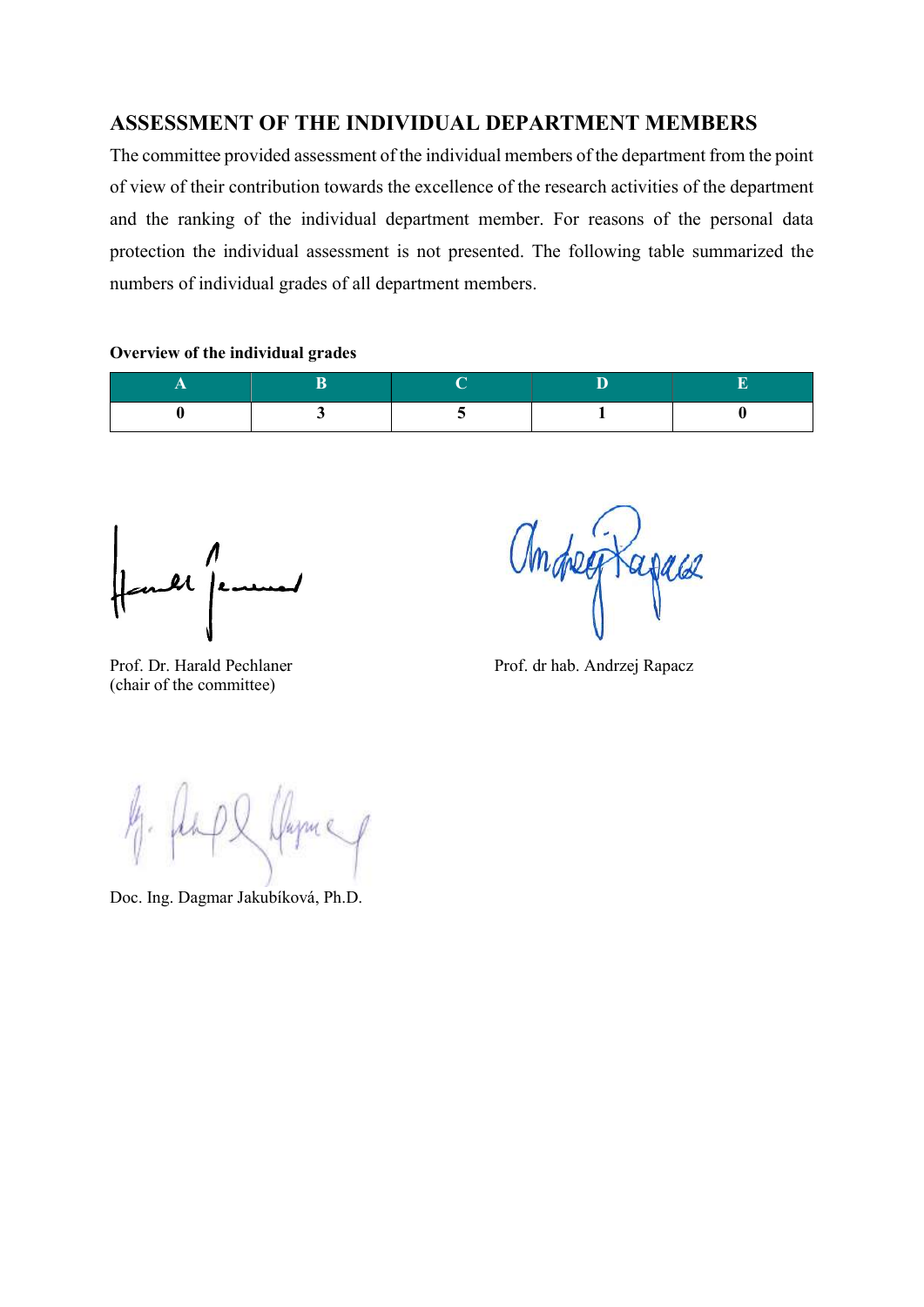## ASSESSMENT OF THE INDIVIDUAL DEPARTMENT MEMBERS

The committee provided assessment of the individual members of the department from the point of view of their contribution towards the excellence of the research activities of the department and the ranking of the individual department member. For reasons of the personal data protection the individual assessment is not presented. The following table summarized the numbers of individual grades of all department members.

**Overview of the individual grades**

| A | B | C | D | E |
|---|---|---|---|---|
| 0 | 3 | 5 | 1 | 0 |

Prof. Dr. Harald Pechlaner
(chair of the committee)

Prof. dr hab. Andrzej Rapacz

Doc. Ing. Dagmar Jakubíková, Ph.D.